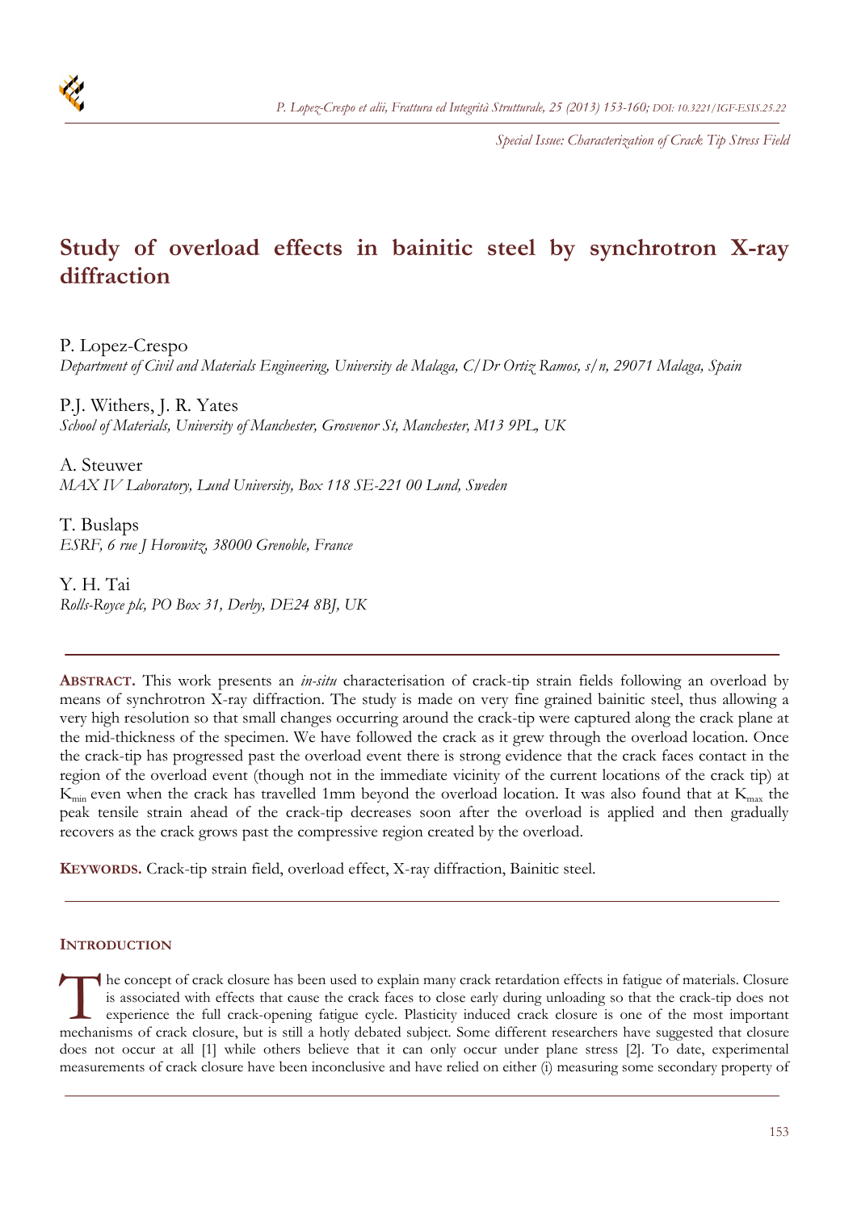# Study of overload effects in bainitic steel by synchrotron X-ray diffraction

P. Lopez-Crespo
*Department of Civil and Materials Engineering, University de Malaga, C/Dr Ortiz Ramos, s/n, 29071 Malaga, Spain*

P.J. Withers, J. R. Yates
*School of Materials, University of Manchester, Grosvenor St, Manchester, M13 9PL, UK*

A. Steuwer
*MAX IV Laboratory, Lund University, Box 118 SE-221 00 Lund, Sweden*

T. Buslaps
*ESRF, 6 rue J Horowitz, 38000 Grenoble, France*

Y. H. Tai
*Rolls-Royce plc, PO Box 31, Derby, DE24 8BJ, UK*

---

**ABSTRACT.** This work presents an *in-situ* characterisation of crack-tip strain fields following an overload by means of synchrotron X-ray diffraction. The study is made on very fine grained bainitic steel, thus allowing a very high resolution so that small changes occurring around the crack-tip were captured along the crack plane at the mid-thickness of the specimen. We have followed the crack as it grew through the overload location. Once the crack-tip has progressed past the overload event there is strong evidence that the crack faces contact in the region of the overload event (though not in the immediate vicinity of the current locations of the crack tip) at $K_{min}$ even when the crack has travelled 1mm beyond the overload location. It was also found that at $K_{max}$ the peak tensile strain ahead of the crack-tip decreases soon after the overload is applied and then gradually recovers as the crack grows past the compressive region created by the overload.

**KEYWORDS.** Crack-tip strain field, overload effect, X-ray diffraction, Bainitic steel.

---

## INTRODUCTION

The concept of crack closure has been used to explain many crack retardation effects in fatigue of materials. Closure is associated with effects that cause the crack faces to close early during unloading so that the crack-tip does not experience the full crack-opening fatigue cycle. Plasticity induced crack closure is one of the most important mechanisms of crack closure, but is still a hotly debated subject. Some different researchers have suggested that closure does not occur at all [1] while others believe that it can only occur under plane stress [2]. To date, experimental measurements of crack closure have been inconclusive and have relied on either (i) measuring some secondary property of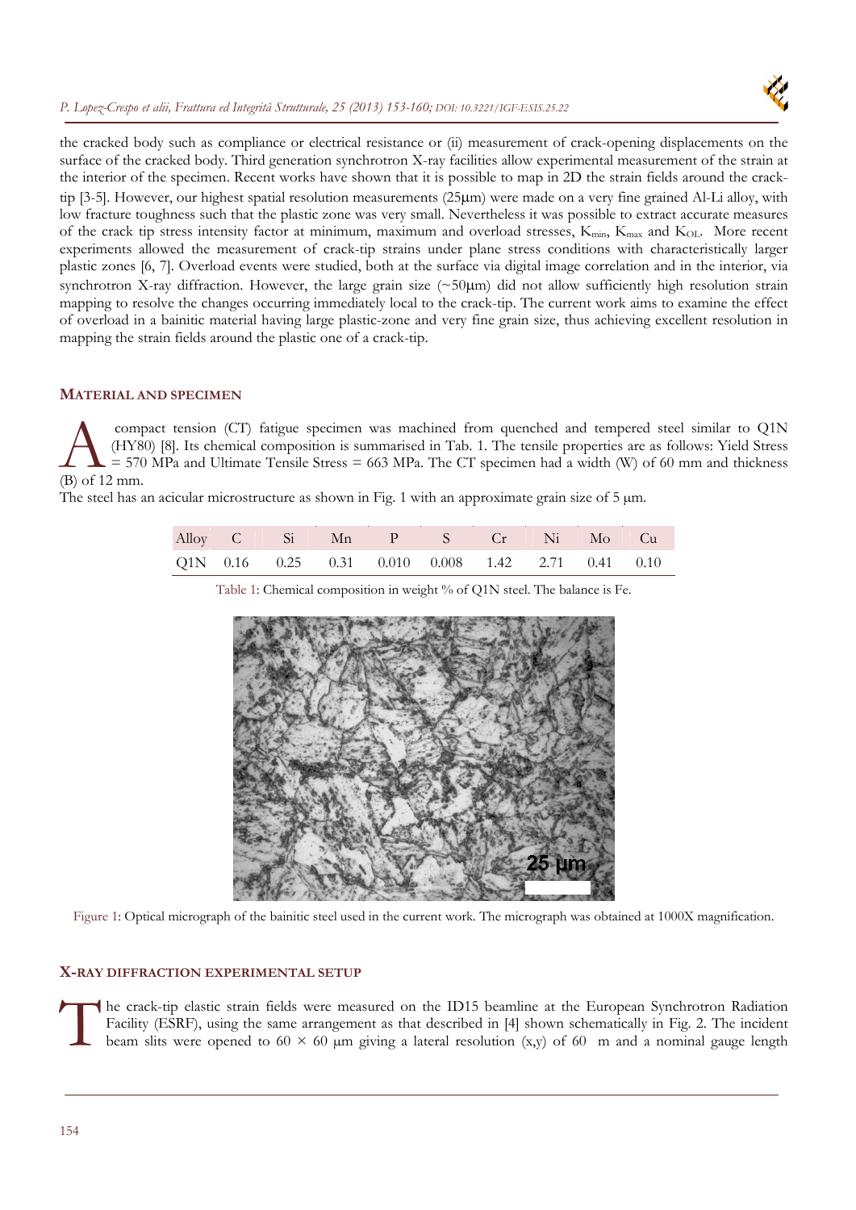the cracked body such as compliance or electrical resistance or (ii) measurement of crack-opening displacements on the surface of the cracked body. Third generation synchrotron X-ray facilities allow experimental measurement of the strain at the interior of the specimen. Recent works have shown that it is possible to map in 2D the strain fields around the crack-tip [3-5]. However, our highest spatial resolution measurements (25μm) were made on a very fine grained Al-Li alloy, with low fracture toughness such that the plastic zone was very small. Nevertheless it was possible to extract accurate measures of the crack tip stress intensity factor at minimum, maximum and overload stresses, $K_{min}$, $K_{max}$ and $K_{OL}$. More recent experiments allowed the measurement of crack-tip strains under plane stress conditions with characteristically larger plastic zones [6, 7]. Overload events were studied, both at the surface via digital image correlation and in the interior, via synchrotron X-ray diffraction. However, the large grain size (~50μm) did not allow sufficiently high resolution strain mapping to resolve the changes occurring immediately local to the crack-tip. The current work aims to examine the effect of overload in a bainitic material having large plastic-zone and very fine grain size, thus achieving excellent resolution in mapping the strain fields around the plastic one of a crack-tip.

## MATERIAL AND SPECIMEN

A compact tension (CT) fatigue specimen was machined from quenched and tempered steel similar to Q1N (HY80) [8]. Its chemical composition is summarised in Tab. 1. The tensile properties are as follows: Yield Stress = 570 MPa and Ultimate Tensile Stress = 663 MPa. The CT specimen had a width (W) of 60 mm and thickness (B) of 12 mm.

The steel has an acicular microstructure as shown in Fig. 1 with an approximate grain size of 5 μm.

| Alloy | C | Si | Mn | P | S | Cr | Ni | Mo | Cu |
|---|---|---|---|---|---|---|---|---|---|
| Q1N | 0.16 | 0.25 | 0.31 | 0.010 | 0.008 | 1.42 | 2.71 | 0.41 | 0.10 |

Table 1: Chemical composition in weight % of Q1N steel. The balance is Fe.

Figure 1: Optical micrograph of the bainitic steel used in the current work. The micrograph was obtained at 1000X magnification.

## X-RAY DIFFRACTION EXPERIMENTAL SETUP

The crack-tip elastic strain fields were measured on the ID15 beamline at the European Synchrotron Radiation Facility (ESRF), using the same arrangement as that described in [4] shown schematically in Fig. 2. The incident beam slits were opened to 60 × 60 μm giving a lateral resolution (x,y) of 60 m and a nominal gauge length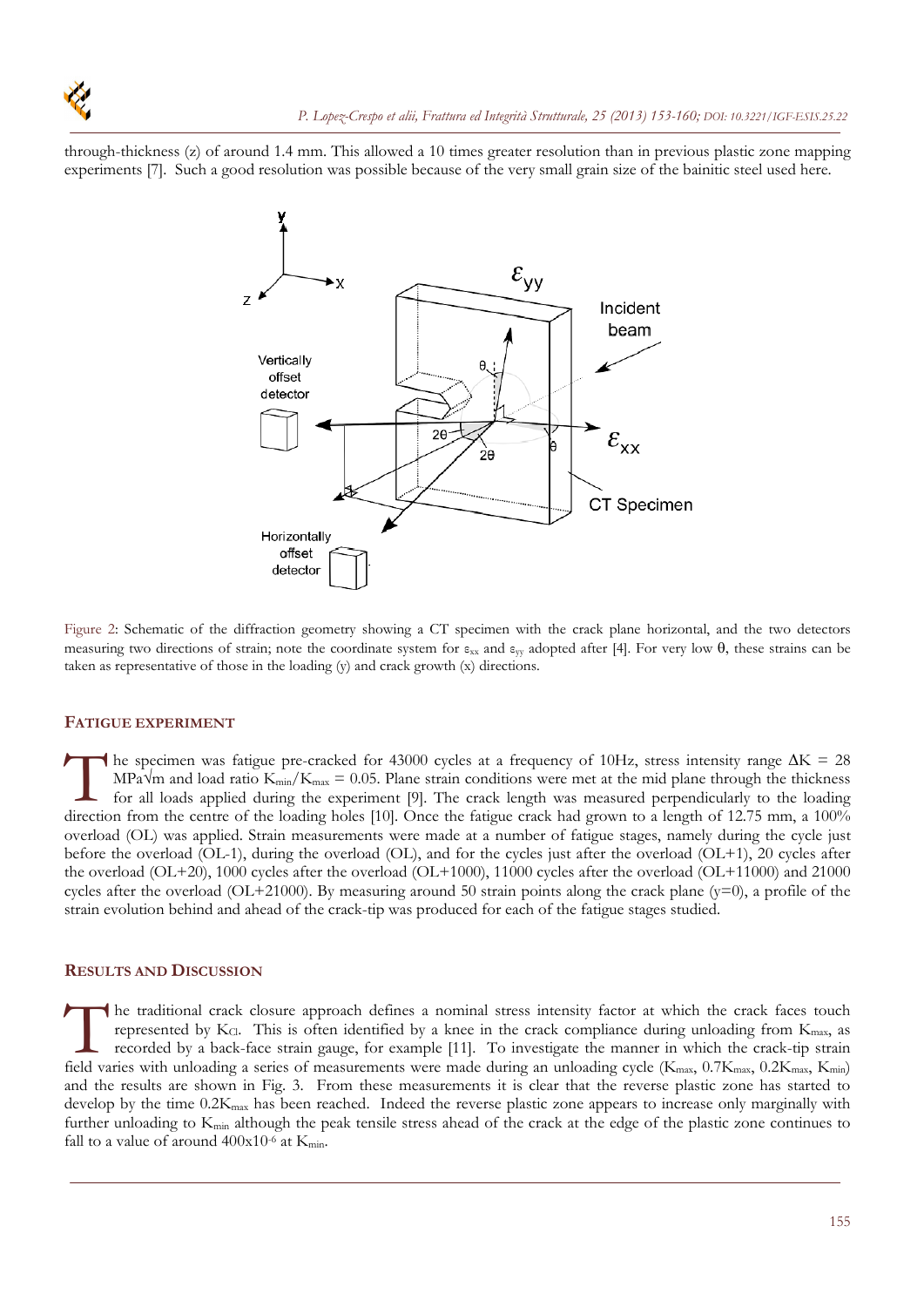through-thickness (z) of around 1.4 mm. This allowed a 10 times greater resolution than in previous plastic zone mapping experiments [7]. Such a good resolution was possible because of the very small grain size of the bainitic steel used here.

Figure 2: Schematic of the diffraction geometry showing a CT specimen with the crack plane horizontal, and the two detectors measuring two directions of strain; note the coordinate system for $\varepsilon_{xx}$ and $\varepsilon_{yy}$ adopted after [4]. For very low θ, these strains can be taken as representative of those in the loading (y) and crack growth (x) directions.

## FATIGUE EXPERIMENT

The specimen was fatigue pre-cracked for 43000 cycles at a frequency of 10Hz, stress intensity range $\Delta K = 28$ MPa$\sqrt{m}$ and load ratio $K_{min}/K_{max} = 0.05$. Plane strain conditions were met at the mid plane through the thickness for all loads applied during the experiment [9]. The crack length was measured perpendicularly to the loading direction from the centre of the loading holes [10]. Once the fatigue crack had grown to a length of 12.75 mm, a 100% overload (OL) was applied. Strain measurements were made at a number of fatigue stages, namely during the cycle just before the overload (OL-1), during the overload (OL), and for the cycles just after the overload (OL+1), 20 cycles after the overload (OL+20), 1000 cycles after the overload (OL+1000), 11000 cycles after the overload (OL+11000) and 21000 cycles after the overload (OL+21000). By measuring around 50 strain points along the crack plane (y=0), a profile of the strain evolution behind and ahead of the crack-tip was produced for each of the fatigue stages studied.

## RESULTS AND DISCUSSION

The traditional crack closure approach defines a nominal stress intensity factor at which the crack faces touch represented by $K_{Cl}$. This is often identified by a knee in the crack compliance during unloading from $K_{max}$, as recorded by a back-face strain gauge, for example [11]. To investigate the manner in which the crack-tip strain field varies with unloading a series of measurements were made during an unloading cycle ($K_{max}$, $0.7K_{max}$, $0.2K_{max}$, $K_{min}$) and the results are shown in Fig. 3. From these measurements it is clear that the reverse plastic zone has started to develop by the time $0.2K_{max}$ has been reached. Indeed the reverse plastic zone appears to increase only marginally with further unloading to $K_{min}$ although the peak tensile stress ahead of the crack at the edge of the plastic zone continues to fall to a value of around $400\times10^{-6}$ at $K_{min}$.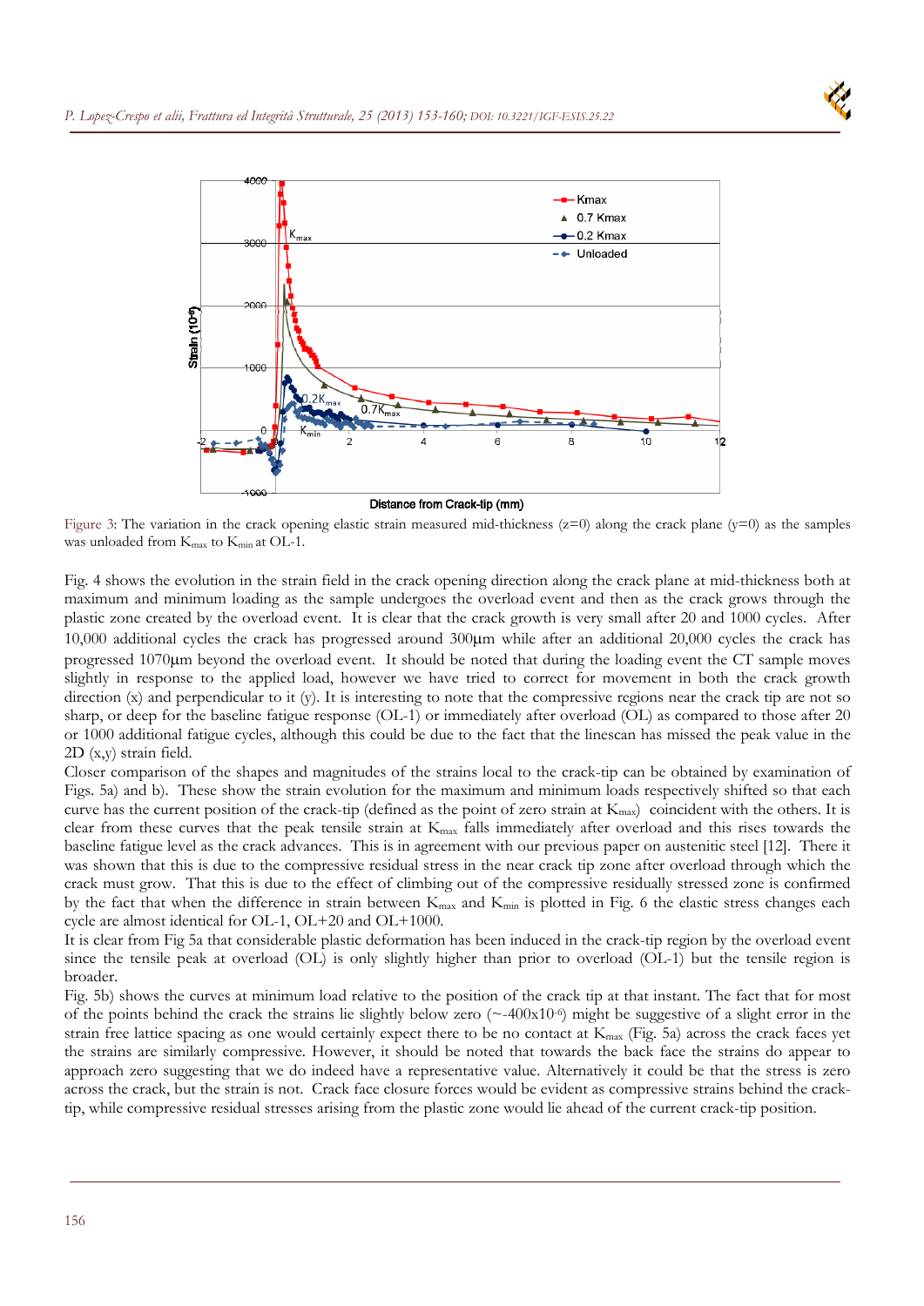Figure 3: The variation in the crack opening elastic strain measured mid-thickness (z=0) along the crack plane (y=0) as the samples was unloaded from $K_{max}$ to $K_{min}$ at OL-1.

Fig. 4 shows the evolution in the strain field in the crack opening direction along the crack plane at mid-thickness both at maximum and minimum loading as the sample undergoes the overload event and then as the crack grows through the plastic zone created by the overload event. It is clear that the crack growth is very small after 20 and 1000 cycles. After 10,000 additional cycles the crack has progressed around 300μm while after an additional 20,000 cycles the crack has progressed 1070μm beyond the overload event. It should be noted that during the loading event the CT sample moves slightly in response to the applied load, however we have tried to correct for movement in both the crack growth direction (x) and perpendicular to it (y). It is interesting to note that the compressive regions near the crack tip are not so sharp, or deep for the baseline fatigue response (OL-1) or immediately after overload (OL) as compared to those after 20 or 1000 additional fatigue cycles, although this could be due to the fact that the linescan has missed the peak value in the 2D (x,y) strain field.

Closer comparison of the shapes and magnitudes of the strains local to the crack-tip can be obtained by examination of Figs. 5a) and b). These show the strain evolution for the maximum and minimum loads respectively shifted so that each curve has the current position of the crack-tip (defined as the point of zero strain at $K_{max}$) coincident with the others. It is clear from these curves that the peak tensile strain at $K_{max}$ falls immediately after overload and this rises towards the baseline fatigue level as the crack advances. This is in agreement with our previous paper on austenitic steel [12]. There it was shown that this is due to the compressive residual stress in the near crack tip zone after overload through which the crack must grow. That this is due to the effect of climbing out of the compressive residually stressed zone is confirmed by the fact that when the difference in strain between $K_{max}$ and $K_{min}$ is plotted in Fig. 6 the elastic stress changes each cycle are almost identical for OL-1, OL+20 and OL+1000.

It is clear from Fig 5a that considerable plastic deformation has been induced in the crack-tip region by the overload event since the tensile peak at overload (OL) is only slightly higher than prior to overload (OL-1) but the tensile region is broader.

Fig. 5b) shows the curves at minimum load relative to the position of the crack tip at that instant. The fact that for most of the points behind the crack the strains lie slightly below zero (~-400x$10^{-6}$) might be suggestive of a slight error in the strain free lattice spacing as one would certainly expect there to be no contact at $K_{max}$ (Fig. 5a) across the crack faces yet the strains are similarly compressive. However, it should be noted that towards the back face the strains do appear to approach zero suggesting that we do indeed have a representative value. Alternatively it could be that the stress is zero across the crack, but the strain is not. Crack face closure forces would be evident as compressive strains behind the crack-tip, while compressive residual stresses arising from the plastic zone would lie ahead of the current crack-tip position.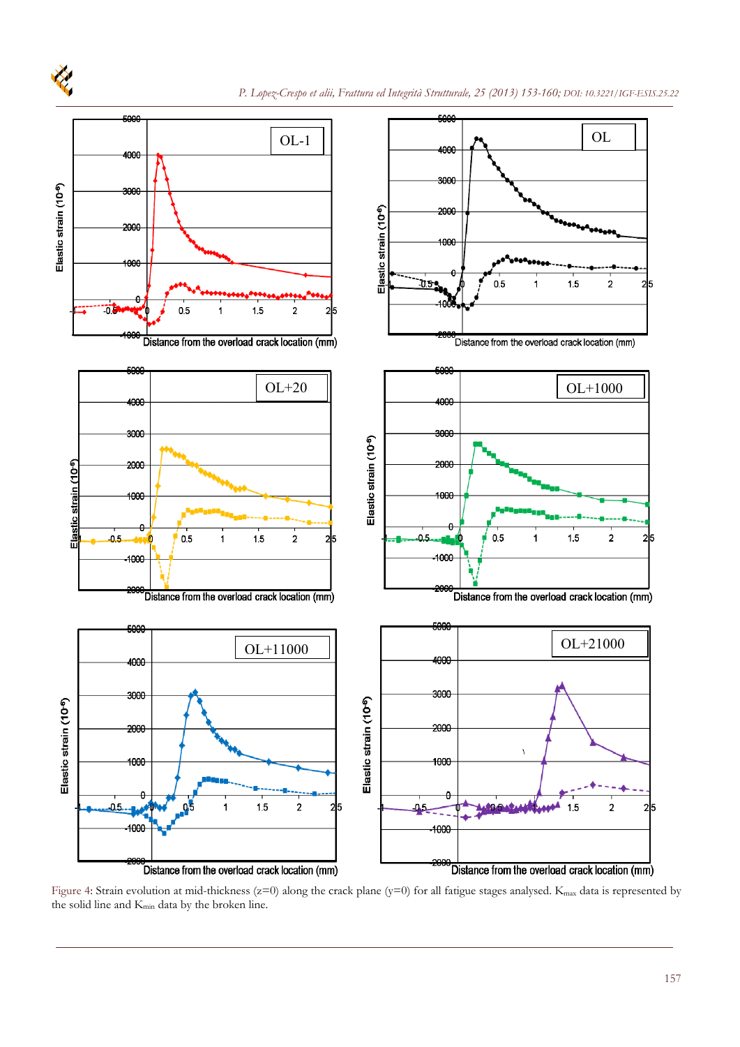Figure 4: Strain evolution at mid-thickness (z=0) along the crack plane (y=0) for all fatigue stages analysed. $K_{max}$ data is represented by the solid line and $K_{min}$ data by the broken line.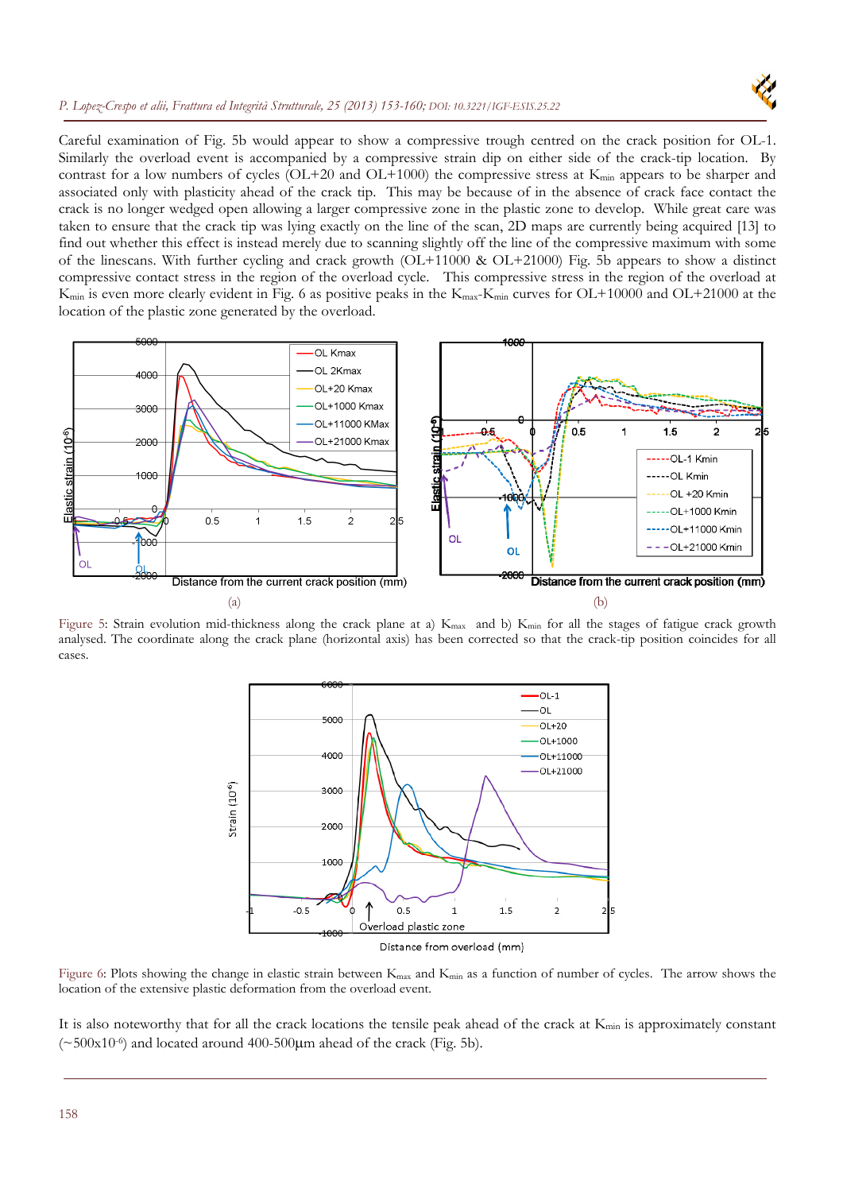Careful examination of Fig. 5b would appear to show a compressive trough centred on the crack position for OL-1. Similarly the overload event is accompanied by a compressive strain dip on either side of the crack-tip location. By contrast for a low numbers of cycles (OL+20 and OL+1000) the compressive stress at $K_{min}$ appears to be sharper and associated only with plasticity ahead of the crack tip. This may be because of in the absence of crack face contact the crack is no longer wedged open allowing a larger compressive zone in the plastic zone to develop. While great care was taken to ensure that the crack tip was lying exactly on the line of the scan, 2D maps are currently being acquired [13] to find out whether this effect is instead merely due to scanning slightly off the line of the compressive maximum with some of the linescans. With further cycling and crack growth (OL+11000 & OL+21000) Fig. 5b appears to show a distinct compressive contact stress in the region of the overload cycle. This compressive stress in the region of the overload at $K_{min}$ is even more clearly evident in Fig. 6 as positive peaks in the $K_{max}$-$K_{min}$ curves for OL+10000 and OL+21000 at the location of the plastic zone generated by the overload.

Figure 5: Strain evolution mid-thickness along the crack plane at a) $K_{max}$ and b) $K_{min}$ for all the stages of fatigue crack growth analysed. The coordinate along the crack plane (horizontal axis) has been corrected so that the crack-tip position coincides for all cases.

Figure 6: Plots showing the change in elastic strain between $K_{max}$ and $K_{min}$ as a function of number of cycles. The arrow shows the location of the extensive plastic deformation from the overload event.

It is also noteworthy that for all the crack locations the tensile peak ahead of the crack at $K_{min}$ is approximately constant (~$500 \times 10^{-6}$) and located around 400-500μm ahead of the crack (Fig. 5b).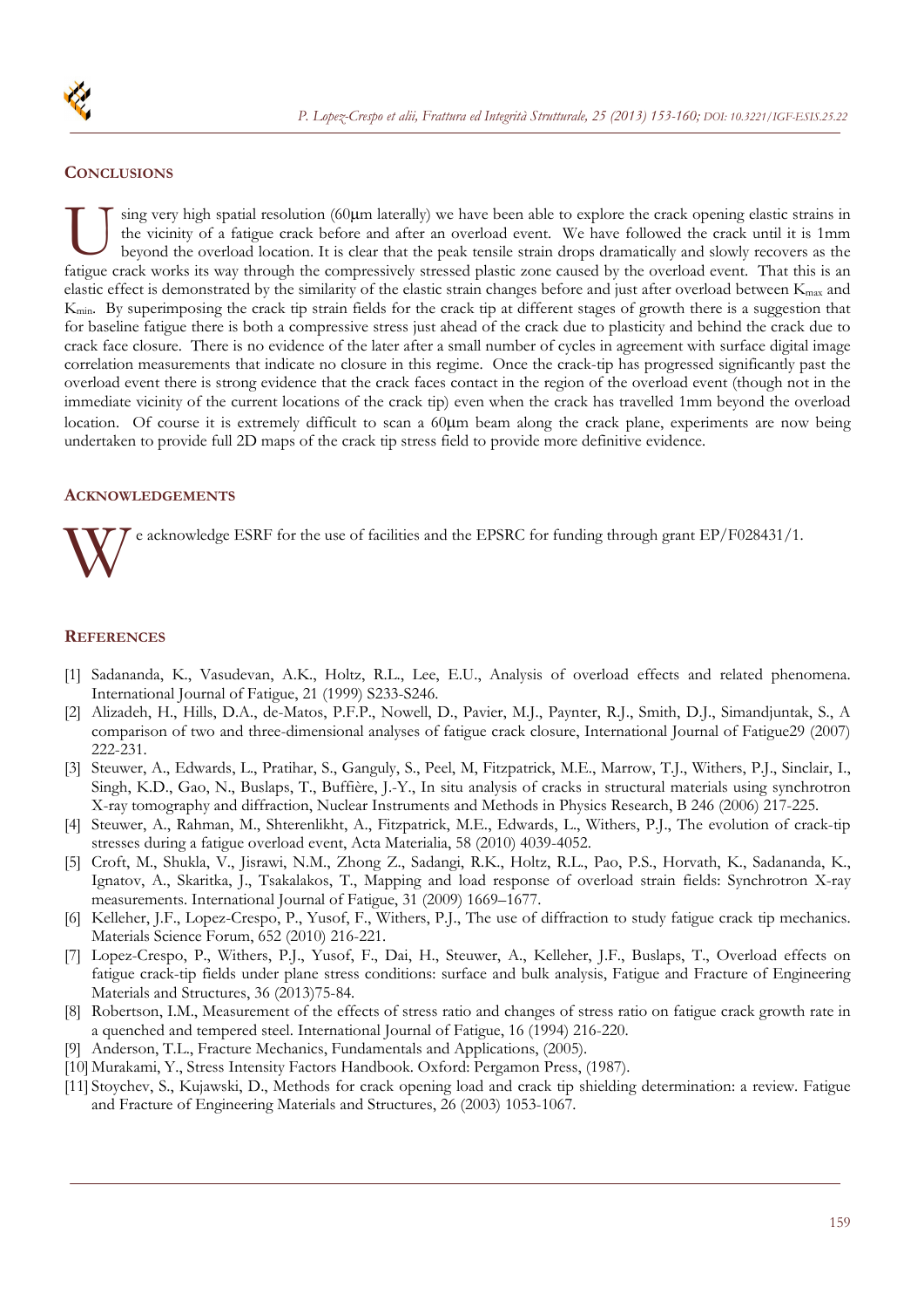## CONCLUSIONS

Using very high spatial resolution (60μm laterally) we have been able to explore the crack opening elastic strains in the vicinity of a fatigue crack before and after an overload event. We have followed the crack until it is 1mm beyond the overload location. It is clear that the peak tensile strain drops dramatically and slowly recovers as the fatigue crack works its way through the compressively stressed plastic zone caused by the overload event. That this is an elastic effect is demonstrated by the similarity of the elastic strain changes before and just after overload between $K_{max}$ and $K_{min}$. By superimposing the crack tip strain fields for the crack tip at different stages of growth there is a suggestion that for baseline fatigue there is both a compressive stress just ahead of the crack due to plasticity and behind the crack due to crack face closure. There is no evidence of the later after a small number of cycles in agreement with surface digital image correlation measurements that indicate no closure in this regime. Once the crack-tip has progressed significantly past the overload event there is strong evidence that the crack faces contact in the region of the overload event (though not in the immediate vicinity of the current locations of the crack tip) even when the crack has travelled 1mm beyond the overload location. Of course it is extremely difficult to scan a 60μm beam along the crack plane, experiments are now being undertaken to provide full 2D maps of the crack tip stress field to provide more definitive evidence.

## ACKNOWLEDGEMENTS

We acknowledge ESRF for the use of facilities and the EPSRC for funding through grant EP/F028431/1.

## REFERENCES

[1] Sadananda, K., Vasudevan, A.K., Holtz, R.L., Lee, E.U., Analysis of overload effects and related phenomena. International Journal of Fatigue, 21 (1999) S233-S246.

[2] Alizadeh, H., Hills, D.A., de-Matos, P.F.P., Nowell, D., Pavier, M.J., Paynter, R.J., Smith, D.J., Simandjuntak, S., A comparison of two and three-dimensional analyses of fatigue crack closure, International Journal of Fatigue29 (2007) 222-231.

[3] Steuwer, A., Edwards, L., Pratihar, S., Ganguly, S., Peel, M, Fitzpatrick, M.E., Marrow, T.J., Withers, P.J., Sinclair, I., Singh, K.D., Gao, N., Buslaps, T., Buffière, J.-Y., In situ analysis of cracks in structural materials using synchrotron X-ray tomography and diffraction, Nuclear Instruments and Methods in Physics Research, B 246 (2006) 217-225.

[4] Steuwer, A., Rahman, M., Shterenlikht, A., Fitzpatrick, M.E., Edwards, L., Withers, P.J., The evolution of crack-tip stresses during a fatigue overload event, Acta Materialia, 58 (2010) 4039-4052.

[5] Croft, M., Shukla, V., Jisrawi, N.M., Zhong Z., Sadangi, R.K., Holtz, R.L., Pao, P.S., Horvath, K., Sadananda, K., Ignatov, A., Skaritka, J., Tsakalakos, T., Mapping and load response of overload strain fields: Synchrotron X-ray measurements. International Journal of Fatigue, 31 (2009) 1669–1677.

[6] Kelleher, J.F., Lopez-Crespo, P., Yusof, F., Withers, P.J., The use of diffraction to study fatigue crack tip mechanics. Materials Science Forum, 652 (2010) 216-221.

[7] Lopez-Crespo, P., Withers, P.J., Yusof, F., Dai, H., Steuwer, A., Kelleher, J.F., Buslaps, T., Overload effects on fatigue crack-tip fields under plane stress conditions: surface and bulk analysis, Fatigue and Fracture of Engineering Materials and Structures, 36 (2013)75-84.

[8] Robertson, I.M., Measurement of the effects of stress ratio and changes of stress ratio on fatigue crack growth rate in a quenched and tempered steel. International Journal of Fatigue, 16 (1994) 216-220.

[9] Anderson, T.L., Fracture Mechanics, Fundamentals and Applications, (2005).

[10] Murakami, Y., Stress Intensity Factors Handbook. Oxford: Pergamon Press, (1987).

[11] Stoychev, S., Kujawski, D., Methods for crack opening load and crack tip shielding determination: a review. Fatigue and Fracture of Engineering Materials and Structures, 26 (2003) 1053-1067.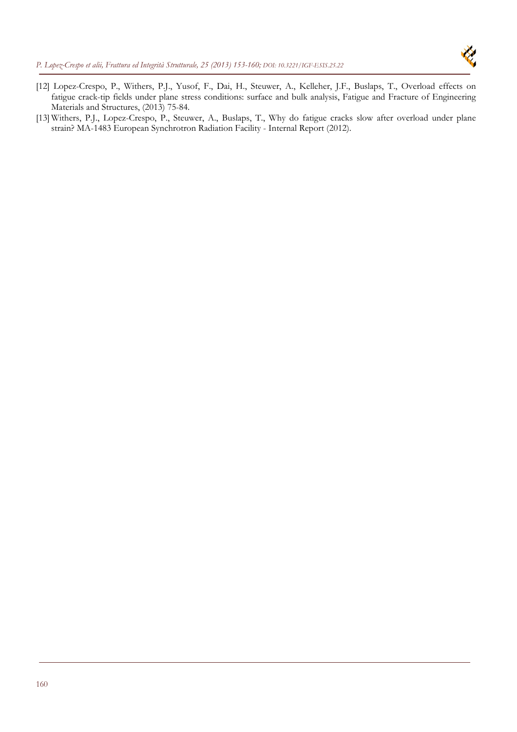[12] Lopez-Crespo, P., Withers, P.J., Yusof, F., Dai, H., Steuwer, A., Kelleher, J.F., Buslaps, T., Overload effects on fatigue crack-tip fields under plane stress conditions: surface and bulk analysis, Fatigue and Fracture of Engineering Materials and Structures, (2013) 75-84.

[13] Withers, P.J., Lopez-Crespo, P., Steuwer, A., Buslaps, T., Why do fatigue cracks slow after overload under plane strain? MA-1483 European Synchrotron Radiation Facility - Internal Report (2012).